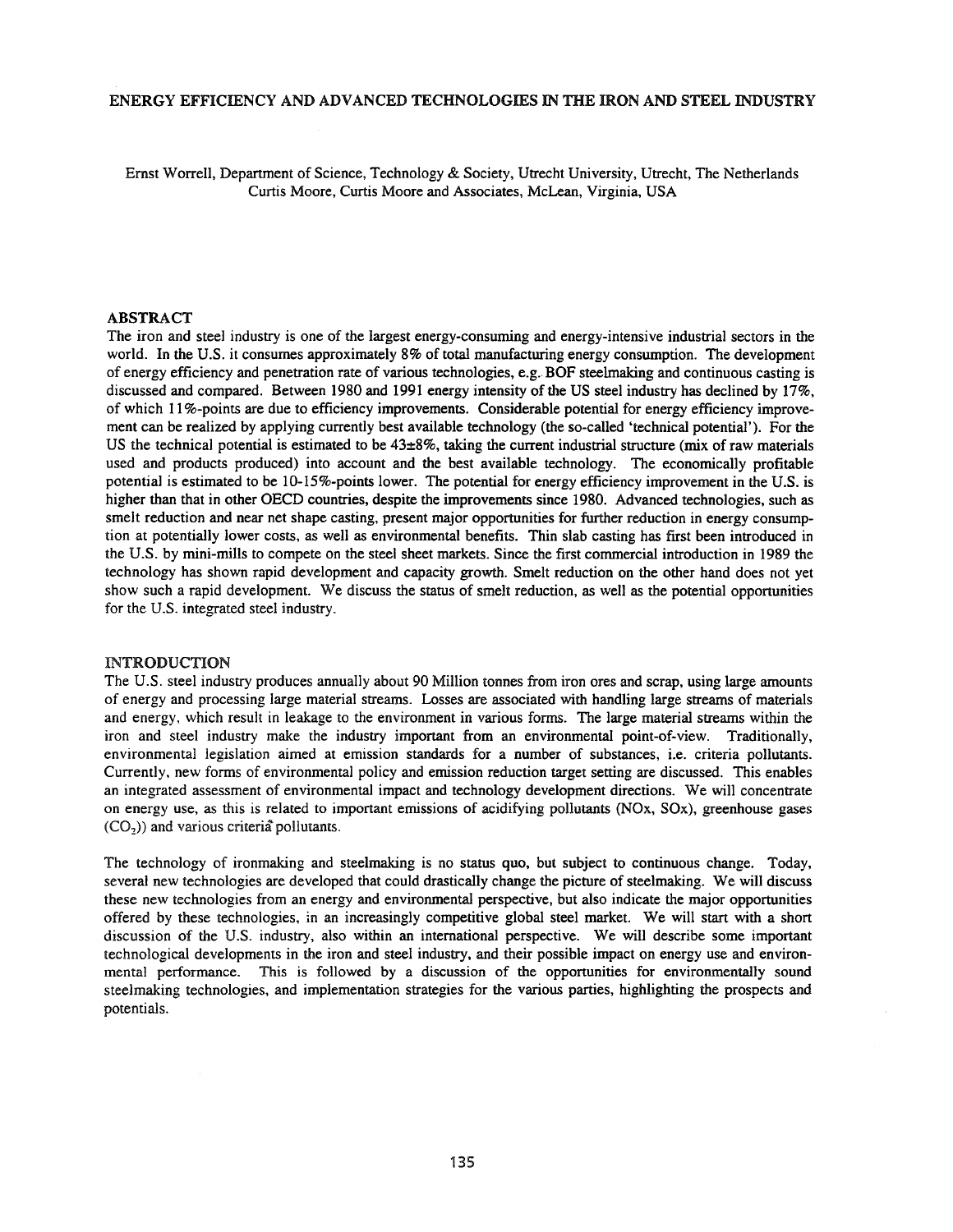# ENERGY EFFICIENCY AND ADVANCED TECHNOLOGIES IN THE IRON AND STEEL INDUSTRY

Ernst Worrell, Department of Science, Technology & Society, Utrecht University, Utrecht, The Netherlands
Curtis Moore, Curtis Moore and Associates, McLean, Virginia, USA

## ABSTRACT

The iron and steel industry is one of the largest energy-consuming and energy-intensive industrial sectors in the world. In the U.S. it consumes approximately 8% of total manufacturing energy consumption. The development of energy efficiency and penetration rate of various technologies, e.g. BOF steelmaking and continuous casting is discussed and compared. Between 1980 and 1991 energy intensity of the US steel industry has declined by 17%, of which 11%-points are due to efficiency improvements. Considerable potential for energy efficiency improvement can be realized by applying currently best available technology (the so-called 'technical potential'). For the US the technical potential is estimated to be 43±8%, taking the current industrial structure (mix of raw materials used and products produced) into account and the best available technology. The economically profitable potential is estimated to be 10-15%-points lower. The potential for energy efficiency improvement in the U.S. is higher than that in other OECD countries, despite the improvements since 1980. Advanced technologies, such as smelt reduction and near net shape casting, present major opportunities for further reduction in energy consumption at potentially lower costs, as well as environmental benefits. Thin slab casting has first been introduced in the U.S. by mini-mills to compete on the steel sheet markets. Since the first commercial introduction in 1989 the technology has shown rapid development and capacity growth. Smelt reduction on the other hand does not yet show such a rapid development. We discuss the status of smelt reduction, as well as the potential opportunities for the U.S. integrated steel industry.

## INTRODUCTION

The U.S. steel industry produces annually about 90 Million tonnes from iron ores and scrap, using large amounts of energy and processing large material streams. Losses are associated with handling large streams of materials and energy, which result in leakage to the environment in various forms. The large material streams within the iron and steel industry make the industry important from an environmental point-of-view. Traditionally, environmental legislation aimed at emission standards for a number of substances, i.e. criteria pollutants. Currently, new forms of environmental policy and emission reduction target setting are discussed. This enables an integrated assessment of environmental impact and technology development directions. We will concentrate on energy use, as this is related to important emissions of acidifying pollutants (NOx, SOx), greenhouse gases ($CO_2$)) and various criteria pollutants.

The technology of ironmaking and steelmaking is no status quo, but subject to continuous change. Today, several new technologies are developed that could drastically change the picture of steelmaking. We will discuss these new technologies from an energy and environmental perspective, but also indicate the major opportunities offered by these technologies, in an increasingly competitive global steel market. We will start with a short discussion of the U.S. industry, also within an international perspective. We will describe some important technological developments in the iron and steel industry, and their possible impact on energy use and environmental performance. This is followed by a discussion of the opportunities for environmentally sound steelmaking technologies, and implementation strategies for the various parties, highlighting the prospects and potentials.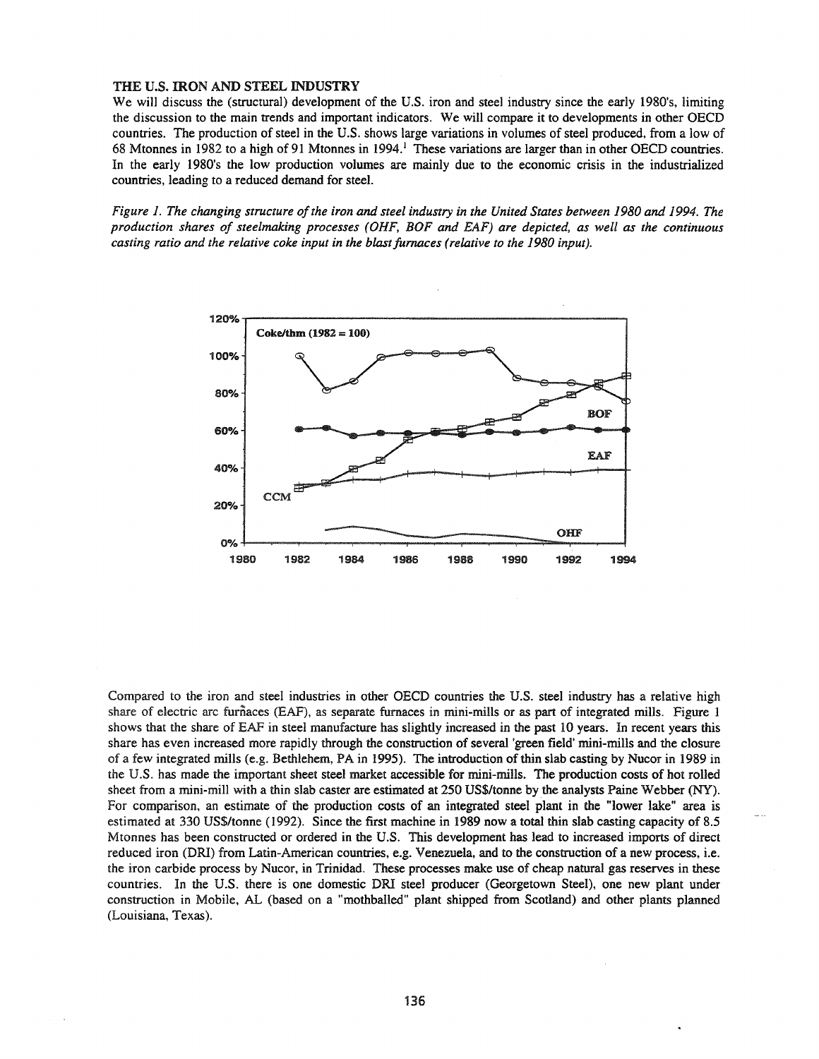## THE U.S. IRON AND STEEL INDUSTRY

We will discuss the (structural) development of the U.S. iron and steel industry since the early 1980's, limiting the discussion to the main trends and important indicators. We will compare it to developments in other OECD countries. The production of steel in the U.S. shows large variations in volumes of steel produced, from a low of 68 Mtonnes in 1982 to a high of 91 Mtonnes in 1994.[1] These variations are larger than in other OECD countries. In the early 1980's the low production volumes are mainly due to the economic crisis in the industrialized countries, leading to a reduced demand for steel.

*Figure 1. The changing structure of the iron and steel industry in the United States between 1980 and 1994. The production shares of steelmaking processes (OHF, BOF and EAF) are depicted, as well as the continuous casting ratio and the relative coke input in the blast furnaces (relative to the 1980 input).*

Compared to the iron and steel industries in other OECD countries the U.S. steel industry has a relative high share of electric arc furnaces (EAF), as separate furnaces in mini-mills or as part of integrated mills. Figure 1 shows that the share of EAF in steel manufacture has slightly increased in the past 10 years. In recent years this share has even increased more rapidly through the construction of several 'green field' mini-mills and the closure of a few integrated mills (e.g. Bethlehem, PA in 1995). The introduction of thin slab casting by Nucor in 1989 in the U.S. has made the important sheet steel market accessible for mini-mills. The production costs of hot rolled sheet from a mini-mill with a thin slab caster are estimated at 250 US$/tonne by the analysts Paine Webber (NY). For comparison, an estimate of the production costs of an integrated steel plant in the "lower lake" area is estimated at 330 US$/tonne (1992). Since the first machine in 1989 now a total thin slab casting capacity of 8.5 Mtonnes has been constructed or ordered in the U.S. This development has lead to increased imports of direct reduced iron (DRI) from Latin-American countries, e.g. Venezuela, and to the construction of a new process, i.e. the iron carbide process by Nucor, in Trinidad. These processes make use of cheap natural gas reserves in these countries. In the U.S. there is one domestic DRI steel producer (Georgetown Steel), one new plant under construction in Mobile, AL (based on a "mothballed" plant shipped from Scotland) and other plants planned (Louisiana, Texas).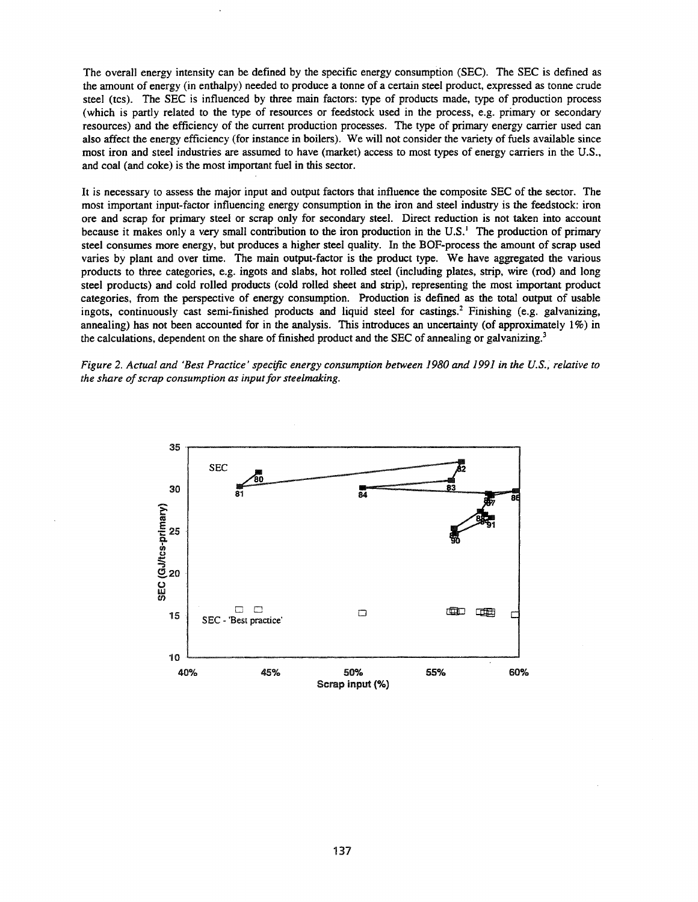The overall energy intensity can be defined by the specific energy consumption (SEC). The SEC is defined as the amount of energy (in enthalpy) needed to produce a tonne of a certain steel product, expressed as tonne crude steel (tcs). The SEC is influenced by three main factors: type of products made, type of production process (which is partly related to the type of resources or feedstock used in the process, e.g. primary or secondary resources) and the efficiency of the current production processes. The type of primary energy carrier used can also affect the energy efficiency (for instance in boilers). We will not consider the variety of fuels available since most iron and steel industries are assumed to have (market) access to most types of energy carriers in the U.S., and coal (and coke) is the most important fuel in this sector.

It is necessary to assess the major input and output factors that influence the composite SEC of the sector. The most important input-factor influencing energy consumption in the iron and steel industry is the feedstock: iron ore and scrap for primary steel or scrap only for secondary steel. Direct reduction is not taken into account because it makes only a very small contribution to the iron production in the U.S.[1] The production of primary steel consumes more energy, but produces a higher steel quality. In the BOF-process the amount of scrap used varies by plant and over time. The main output-factor is the product type. We have aggregated the various products to three categories, e.g. ingots and slabs, hot rolled steel (including plates, strip, wire (rod) and long steel products) and cold rolled products (cold rolled sheet and strip), representing the most important product categories, from the perspective of energy consumption. Production is defined as the total output of usable ingots, continuously cast semi-finished products and liquid steel for castings.[2] Finishing (e.g. galvanizing, annealing) has not been accounted for in the analysis. This introduces an uncertainty (of approximately 1%) in the calculations, dependent on the share of finished product and the SEC of annealing or galvanizing.[3]

*Figure 2. Actual and 'Best Practice' specific energy consumption between 1980 and 1991 in the U.S., relative to the share of scrap consumption as input for steelmaking.*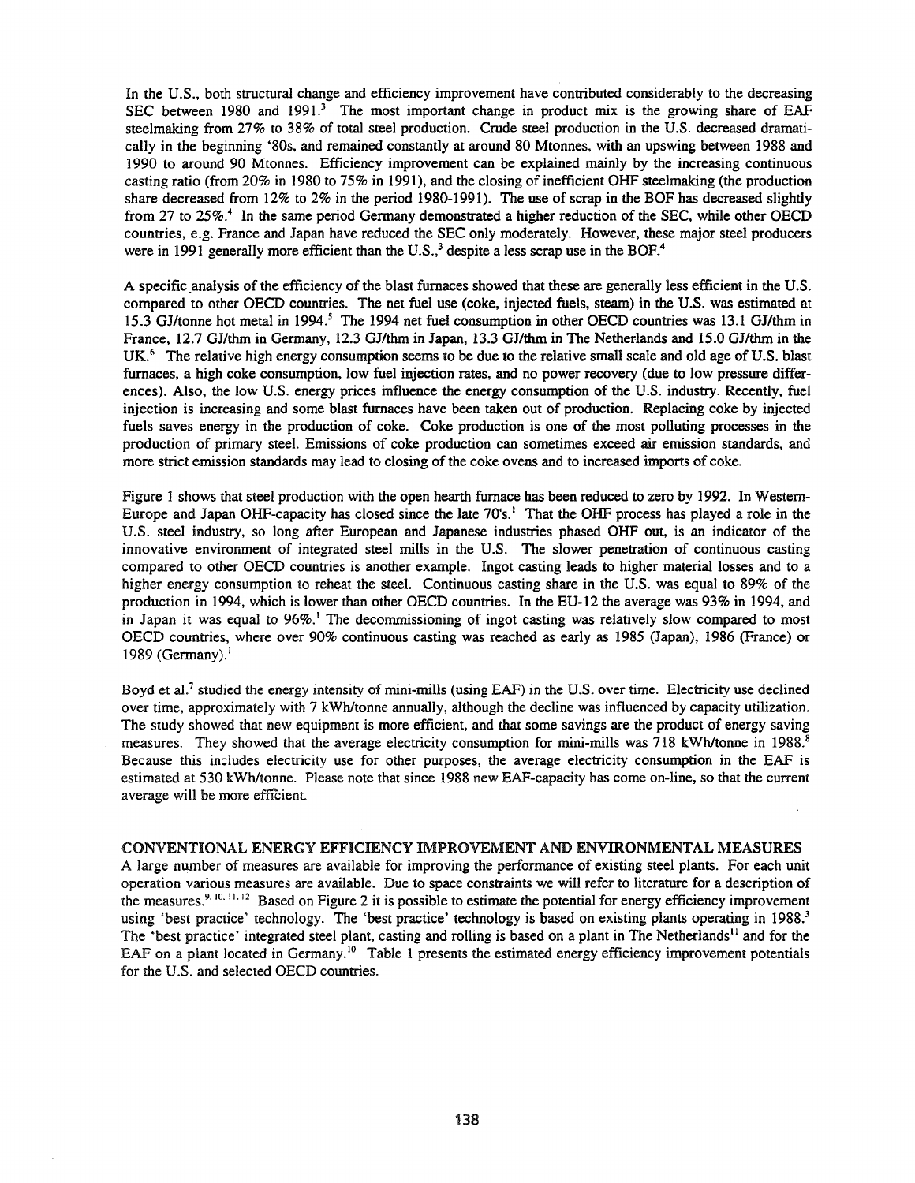In the U.S., both structural change and efficiency improvement have contributed considerably to the decreasing SEC between 1980 and 1991.[3] The most important change in product mix is the growing share of EAF steelmaking from 27% to 38% of total steel production. Crude steel production in the U.S. decreased dramatically in the beginning '80s, and remained constantly at around 80 Mtonnes, with an upswing between 1988 and 1990 to around 90 Mtonnes. Efficiency improvement can be explained mainly by the increasing continuous casting ratio (from 20% in 1980 to 75% in 1991), and the closing of inefficient OHF steelmaking (the production share decreased from 12% to 2% in the period 1980-1991). The use of scrap in the BOF has decreased slightly from 27 to 25%.[4] In the same period Germany demonstrated a higher reduction of the SEC, while other OECD countries, e.g. France and Japan have reduced the SEC only moderately. However, these major steel producers were in 1991 generally more efficient than the U.S.,[3] despite a less scrap use in the BOF.[4]

A specific analysis of the efficiency of the blast furnaces showed that these are generally less efficient in the U.S. compared to other OECD countries. The net fuel use (coke, injected fuels, steam) in the U.S. was estimated at 15.3 GJ/tonne hot metal in 1994.[5] The 1994 net fuel consumption in other OECD countries was 13.1 GJ/thm in France, 12.7 GJ/thm in Germany, 12.3 GJ/thm in Japan, 13.3 GJ/thm in The Netherlands and 15.0 GJ/thm in the UK.[6] The relative high energy consumption seems to be due to the relative small scale and old age of U.S. blast furnaces, a high coke consumption, low fuel injection rates, and no power recovery (due to low pressure differences). Also, the low U.S. energy prices influence the energy consumption of the U.S. industry. Recently, fuel injection is increasing and some blast furnaces have been taken out of production. Replacing coke by injected fuels saves energy in the production of coke. Coke production is one of the most polluting processes in the production of primary steel. Emissions of coke production can sometimes exceed air emission standards, and more strict emission standards may lead to closing of the coke ovens and to increased imports of coke.

Figure 1 shows that steel production with the open hearth furnace has been reduced to zero by 1992. In Western-Europe and Japan OHF-capacity has closed since the late 70's.[1] That the OHF process has played a role in the U.S. steel industry, so long after European and Japanese industries phased OHF out, is an indicator of the innovative environment of integrated steel mills in the U.S. The slower penetration of continuous casting compared to other OECD countries is another example. Ingot casting leads to higher material losses and to a higher energy consumption to reheat the steel. Continuous casting share in the U.S. was equal to 89% of the production in 1994, which is lower than other OECD countries. In the EU-12 the average was 93% in 1994, and in Japan it was equal to 96%.[1] The decommissioning of ingot casting was relatively slow compared to most OECD countries, where over 90% continuous casting was reached as early as 1985 (Japan), 1986 (France) or 1989 (Germany).[1]

Boyd et al.[7] studied the energy intensity of mini-mills (using EAF) in the U.S. over time. Electricity use declined over time, approximately with 7 kWh/tonne annually, although the decline was influenced by capacity utilization. The study showed that new equipment is more efficient, and that some savings are the product of energy saving measures. They showed that the average electricity consumption for mini-mills was 718 kWh/tonne in 1988.[8] Because this includes electricity use for other purposes, the average electricity consumption in the EAF is estimated at 530 kWh/tonne. Please note that since 1988 new EAF-capacity has come on-line, so that the current average will be more efficient.

## CONVENTIONAL ENERGY EFFICIENCY IMPROVEMENT AND ENVIRONMENTAL MEASURES

A large number of measures are available for improving the performance of existing steel plants. For each unit operation various measures are available. Due to space constraints we will refer to literature for a description of the measures.[9,10,11,12] Based on Figure 2 it is possible to estimate the potential for energy efficiency improvement using 'best practice' technology. The 'best practice' technology is based on existing plants operating in 1988.[3] The 'best practice' integrated steel plant, casting and rolling is based on a plant in The Netherlands[11] and for the EAF on a plant located in Germany.[10] Table 1 presents the estimated energy efficiency improvement potentials for the U.S. and selected OECD countries.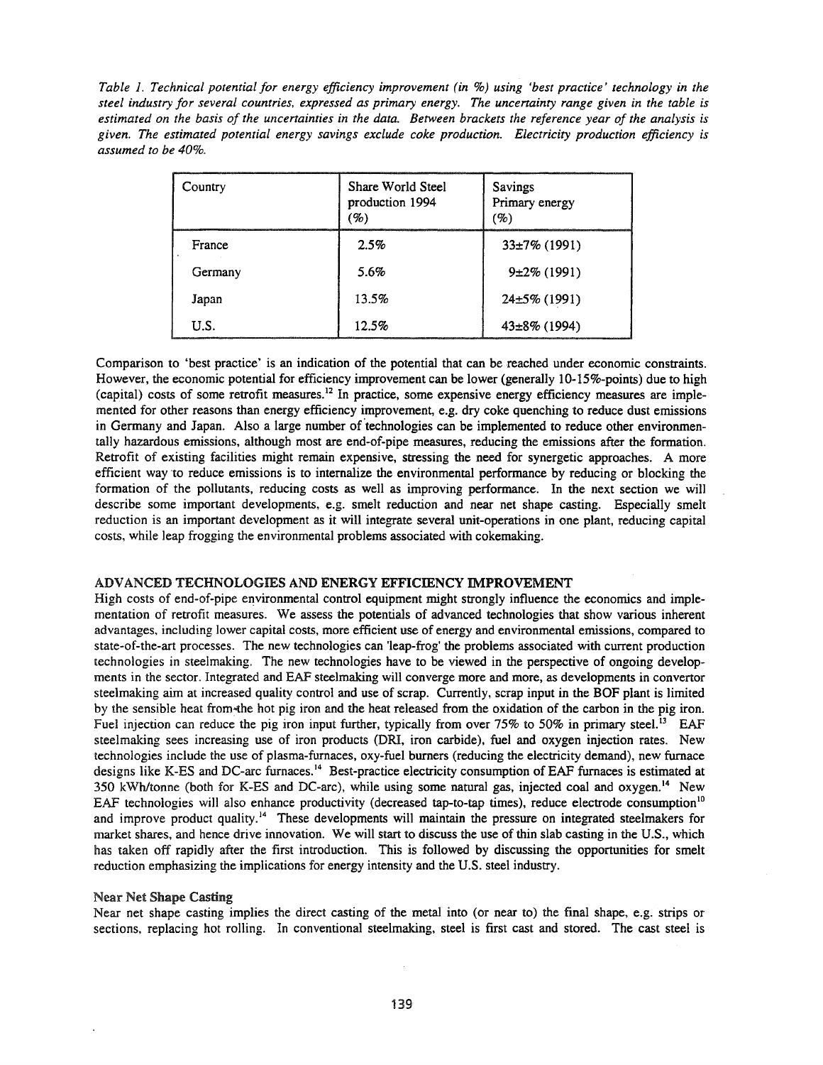*Table 1. Technical potential for energy efficiency improvement (in %) using 'best practice' technology in the steel industry for several countries, expressed as primary energy. The uncertainty range given in the table is estimated on the basis of the uncertainties in the data. Between brackets the reference year of the analysis is given. The estimated potential energy savings exclude coke production. Electricity production efficiency is assumed to be 40%.*

| Country | Share World Steel production 1994 (%) | Savings Primary energy (%) |
|---|---|---|
| France | 2.5% | 33±7% (1991) |
| Germany | 5.6% | 9±2% (1991) |
| Japan | 13.5% | 24±5% (1991) |
| U.S. | 12.5% | 43±8% (1994) |

Comparison to 'best practice' is an indication of the potential that can be reached under economic constraints. However, the economic potential for efficiency improvement can be lower (generally 10-15%-points) due to high (capital) costs of some retrofit measures.[12] In practice, some expensive energy efficiency measures are implemented for other reasons than energy efficiency improvement, e.g. dry coke quenching to reduce dust emissions in Germany and Japan. Also a large number of technologies can be implemented to reduce other environmentally hazardous emissions, although most are end-of-pipe measures, reducing the emissions after the formation. Retrofit of existing facilities might remain expensive, stressing the need for synergetic approaches. A more efficient way to reduce emissions is to internalize the environmental performance by reducing or blocking the formation of the pollutants, reducing costs as well as improving performance. In the next section we will describe some important developments, e.g. smelt reduction and near net shape casting. Especially smelt reduction is an important development as it will integrate several unit-operations in one plant, reducing capital costs, while leap frogging the environmental problems associated with cokemaking.

## ADVANCED TECHNOLOGIES AND ENERGY EFFICIENCY IMPROVEMENT

High costs of end-of-pipe environmental control equipment might strongly influence the economics and implementation of retrofit measures. We assess the potentials of advanced technologies that show various inherent advantages, including lower capital costs, more efficient use of energy and environmental emissions, compared to state-of-the-art processes. The new technologies can 'leap-frog' the problems associated with current production technologies in steelmaking. The new technologies have to be viewed in the perspective of ongoing developments in the sector. Integrated and EAF steelmaking will converge more and more, as developments in convertor steelmaking aim at increased quality control and use of scrap. Currently, scrap input in the BOF plant is limited by the sensible heat from the hot pig iron and the heat released from the oxidation of the carbon in the pig iron. Fuel injection can reduce the pig iron input further, typically from over 75% to 50% in primary steel.[13] EAF steelmaking sees increasing use of iron products (DRI, iron carbide), fuel and oxygen injection rates. New technologies include the use of plasma-furnaces, oxy-fuel burners (reducing the electricity demand), new furnace designs like K-ES and DC-arc furnaces.[14] Best-practice electricity consumption of EAF furnaces is estimated at 350 kWh/tonne (both for K-ES and DC-arc), while using some natural gas, injected coal and oxygen.[14] New EAF technologies will also enhance productivity (decreased tap-to-tap times), reduce electrode consumption[10] and improve product quality.[14] These developments will maintain the pressure on integrated steelmakers for market shares, and hence drive innovation. We will start to discuss the use of thin slab casting in the U.S., which has taken off rapidly after the first introduction. This is followed by discussing the opportunities for smelt reduction emphasizing the implications for energy intensity and the U.S. steel industry.

### Near Net Shape Casting

Near net shape casting implies the direct casting of the metal into (or near to) the final shape, e.g. strips or sections, replacing hot rolling. In conventional steelmaking, steel is first cast and stored. The cast steel is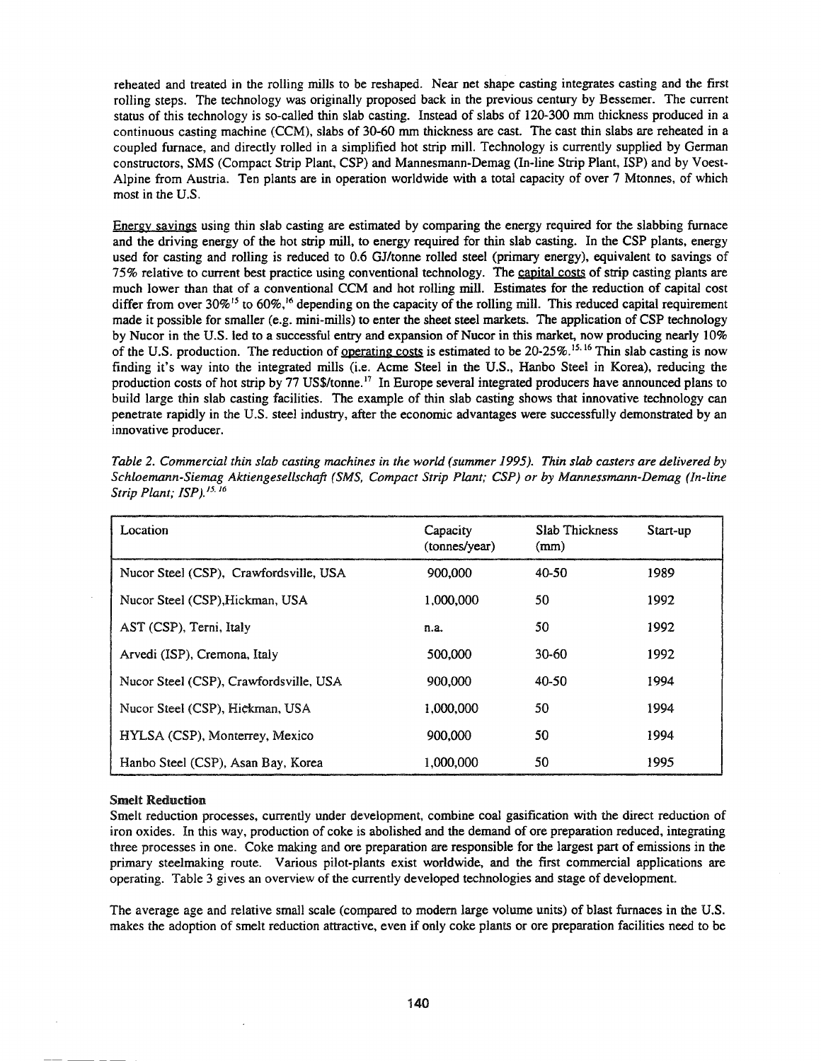reheated and treated in the rolling mills to be reshaped. Near net shape casting integrates casting and the first rolling steps. The technology was originally proposed back in the previous century by Bessemer. The current status of this technology is so-called thin slab casting. Instead of slabs of 120-300 mm thickness produced in a continuous casting machine (CCM), slabs of 30-60 mm thickness are cast. The cast thin slabs are reheated in a coupled furnace, and directly rolled in a simplified hot strip mill. Technology is currently supplied by German constructors, SMS (Compact Strip Plant, CSP) and Mannesmann-Demag (In-line Strip Plant, ISP) and by Voest-Alpine from Austria. Ten plants are in operation worldwide with a total capacity of over 7 Mtonnes, of which most in the U.S.

Energy savings using thin slab casting are estimated by comparing the energy required for the slabbing furnace and the driving energy of the hot strip mill, to energy required for thin slab casting. In the CSP plants, energy used for casting and rolling is reduced to 0.6 GJ/tonne rolled steel (primary energy), equivalent to savings of 75% relative to current best practice using conventional technology. The capital costs of strip casting plants are much lower than that of a conventional CCM and hot rolling mill. Estimates for the reduction of capital cost differ from over 30%[15] to 60%,[16] depending on the capacity of the rolling mill. This reduced capital requirement made it possible for smaller (e.g. mini-mills) to enter the sheet steel markets. The application of CSP technology by Nucor in the U.S. led to a successful entry and expansion of Nucor in this market, now producing nearly 10% of the U.S. production. The reduction of operating costs is estimated to be 20-25%.[15,16] Thin slab casting is now finding it's way into the integrated mills (i.e. Acme Steel in the U.S., Hanbo Steel in Korea), reducing the production costs of hot strip by 77 US$/tonne.[17] In Europe several integrated producers have announced plans to build large thin slab casting facilities. The example of thin slab casting shows that innovative technology can penetrate rapidly in the U.S. steel industry, after the economic advantages were successfully demonstrated by an innovative producer.

*Table 2. Commercial thin slab casting machines in the world (summer 1995). Thin slab casters are delivered by Schloemann-Siemag Aktiengesellschaft (SMS, Compact Strip Plant; CSP) or by Mannesmann-Demag (In-line Strip Plant; ISP).*[15,16]

| Location | Capacity (tonnes/year) | Slab Thickness (mm) | Start-up |
|---|---|---|---|
| Nucor Steel (CSP), Crawfordsville, USA | 900,000 | 40-50 | 1989 |
| Nucor Steel (CSP),Hickman, USA | 1,000,000 | 50 | 1992 |
| AST (CSP), Terni, Italy | n.a. | 50 | 1992 |
| Arvedi (ISP), Cremona, Italy | 500,000 | 30-60 | 1992 |
| Nucor Steel (CSP), Crawfordsville, USA | 900,000 | 40-50 | 1994 |
| Nucor Steel (CSP), Hickman, USA | 1,000,000 | 50 | 1994 |
| HYLSA (CSP), Monterrey, Mexico | 900,000 | 50 | 1994 |
| Hanbo Steel (CSP), Asan Bay, Korea | 1,000,000 | 50 | 1995 |

**Smelt Reduction**

Smelt reduction processes, currently under development, combine coal gasification with the direct reduction of iron oxides. In this way, production of coke is abolished and the demand of ore preparation reduced, integrating three processes in one. Coke making and ore preparation are responsible for the largest part of emissions in the primary steelmaking route. Various pilot-plants exist worldwide, and the first commercial applications are operating. Table 3 gives an overview of the currently developed technologies and stage of development.

The average age and relative small scale (compared to modern large volume units) of blast furnaces in the U.S. makes the adoption of smelt reduction attractive, even if only coke plants or ore preparation facilities need to be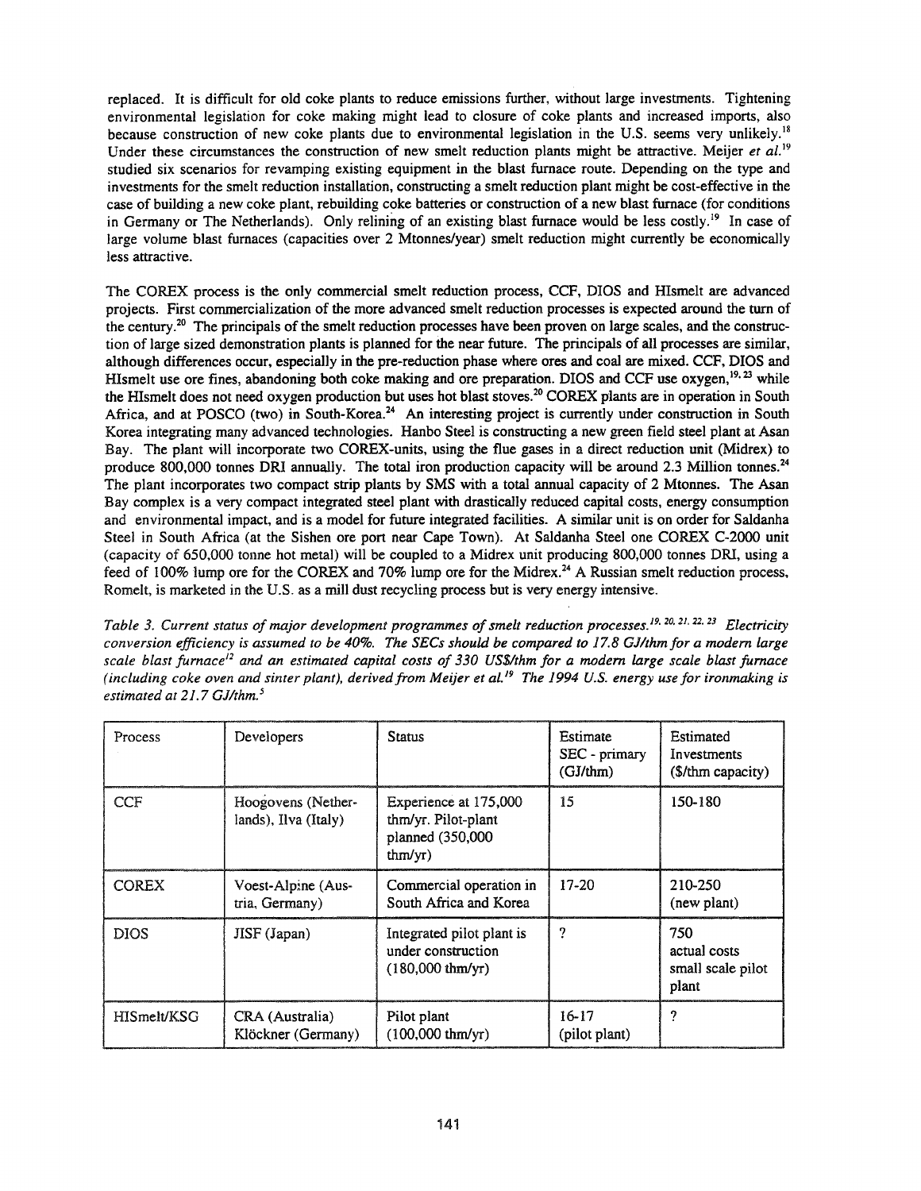replaced. It is difficult for old coke plants to reduce emissions further, without large investments. Tightening environmental legislation for coke making might lead to closure of coke plants and increased imports, also because construction of new coke plants due to environmental legislation in the U.S. seems very unlikely.[18] Under these circumstances the construction of new smelt reduction plants might be attractive. Meijer *et al.*[19] studied six scenarios for revamping existing equipment in the blast furnace route. Depending on the type and investments for the smelt reduction installation, constructing a smelt reduction plant might be cost-effective in the case of building a new coke plant, rebuilding coke batteries or construction of a new blast furnace (for conditions in Germany or The Netherlands). Only relining of an existing blast furnace would be less costly.[19] In case of large volume blast furnaces (capacities over 2 Mtonnes/year) smelt reduction might currently be economically less attractive.

The COREX process is the only commercial smelt reduction process, CCF, DIOS and HIsmelt are advanced projects. First commercialization of the more advanced smelt reduction processes is expected around the turn of the century.[20] The principals of the smelt reduction processes have been proven on large scales, and the construction of large sized demonstration plants is planned for the near future. The principals of all processes are similar, although differences occur, especially in the pre-reduction phase where ores and coal are mixed. CCF, DIOS and HIsmelt use ore fines, abandoning both coke making and ore preparation. DIOS and CCF use oxygen,[19, 23] while the HIsmelt does not need oxygen production but uses hot blast stoves.[20] COREX plants are in operation in South Africa, and at POSCO (two) in South-Korea.[24] An interesting project is currently under construction in South Korea integrating many advanced technologies. Hanbo Steel is constructing a new green field steel plant at Asan Bay. The plant will incorporate two COREX-units, using the flue gases in a direct reduction unit (Midrex) to produce 800,000 tonnes DRI annually. The total iron production capacity will be around 2.3 Million tonnes.[24] The plant incorporates two compact strip plants by SMS with a total annual capacity of 2 Mtonnes. The Asan Bay complex is a very compact integrated steel plant with drastically reduced capital costs, energy consumption and environmental impact, and is a model for future integrated facilities. A similar unit is on order for Saldanha Steel in South Africa (at the Sishen ore port near Cape Town). At Saldanha Steel one COREX C-2000 unit (capacity of 650,000 tonne hot metal) will be coupled to a Midrex unit producing 800,000 tonnes DRI, using a feed of 100% lump ore for the COREX and 70% lump ore for the Midrex.[24] A Russian smelt reduction process, Romelt, is marketed in the U.S. as a mill dust recycling process but is very energy intensive.

*Table 3. Current status of major development programmes of smelt reduction processes.[19, 20, 21, 22, 23] Electricity conversion efficiency is assumed to be 40%. The SECs should be compared to 17.8 GJ/thm for a modern large scale blast furnace[12] and an estimated capital costs of 330 US$/thm for a modern large scale blast furnace (including coke oven and sinter plant), derived from Meijer et al.[19] The 1994 U.S. energy use for ironmaking is estimated at 21.7 GJ/thm.[5]*

| Process | Developers | Status | Estimate SEC - primary (GJ/thm) | Estimated Investments ($/thm capacity) |
|---|---|---|---|---|
| CCF | Hoogovens (Netherlands), Ilva (Italy) | Experience at 175,000 thm/yr. Pilot-plant planned (350,000 thm/yr) | 15 | 150-180 |
| COREX | Voest-Alpine (Austria, Germany) | Commercial operation in South Africa and Korea | 17-20 | 210-250 (new plant) |
| DIOS | JISF (Japan) | Integrated pilot plant is under construction (180,000 thm/yr) | ? | 750 actual costs small scale pilot plant |
| HISmelt/KSG | CRA (Australia) Klöckner (Germany) | Pilot plant (100,000 thm/yr) | 16-17 (pilot plant) | ? |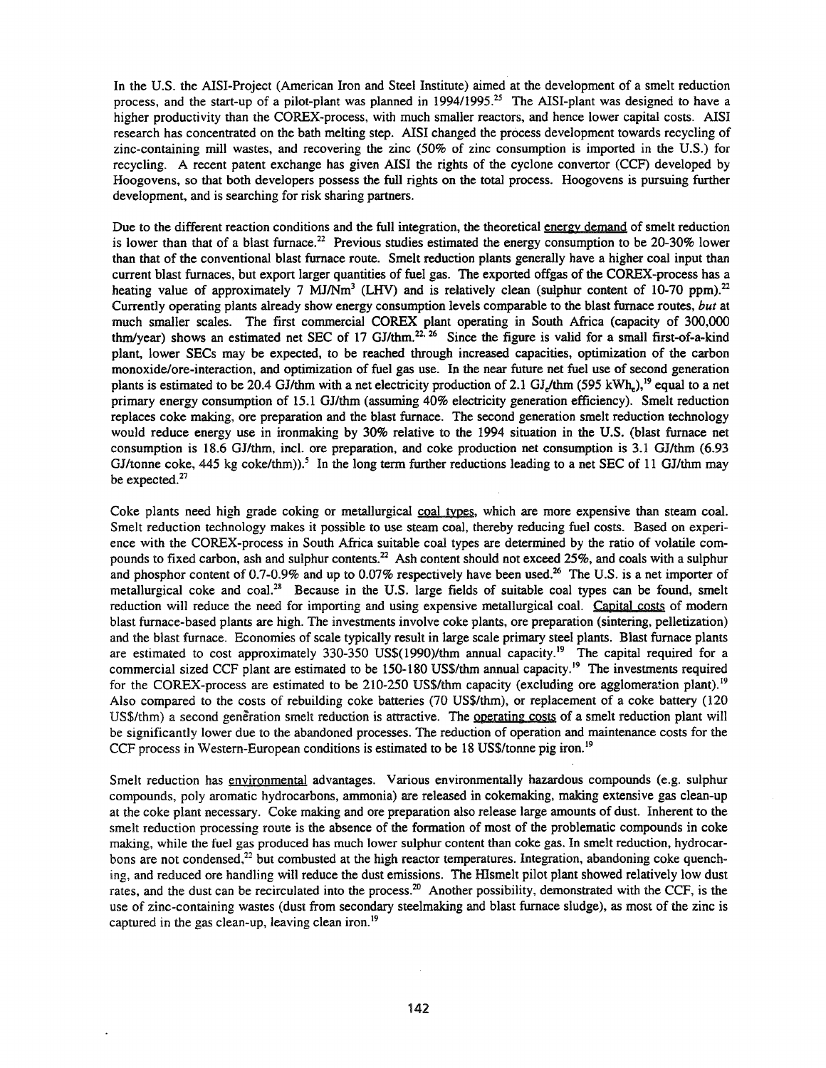In the U.S. the AISI-Project (American Iron and Steel Institute) aimed at the development of a smelt reduction process, and the start-up of a pilot-plant was planned in 1994/1995.[25] The AISI-plant was designed to have a higher productivity than the COREX-process, with much smaller reactors, and hence lower capital costs. AISI research has concentrated on the bath melting step. AISI changed the process development towards recycling of zinc-containing mill wastes, and recovering the zinc (50% of zinc consumption is imported in the U.S.) for recycling. A recent patent exchange has given AISI the rights of the cyclone convertor (CCF) developed by Hoogovens, so that both developers possess the full rights on the total process. Hoogovens is pursuing further development, and is searching for risk sharing partners.

Due to the different reaction conditions and the full integration, the theoretical energy demand of smelt reduction is lower than that of a blast furnace.[22] Previous studies estimated the energy consumption to be 20-30% lower than that of the conventional blast furnace route. Smelt reduction plants generally have a higher coal input than current blast furnaces, but export larger quantities of fuel gas. The exported offgas of the COREX-process has a heating value of approximately 7 MJ/Nm$^3$ (LHV) and is relatively clean (sulphur content of 10-70 ppm).[22] Currently operating plants already show energy consumption levels comparable to the blast furnace routes, *but* at much smaller scales. The first commercial COREX plant operating in South Africa (capacity of 300,000 thm/year) shows an estimated net SEC of 17 GJ/thm.[22, 26] Since the figure is valid for a small first-of-a-kind plant, lower SECs may be expected, to be reached through increased capacities, optimization of the carbon monoxide/ore-interaction, and optimization of fuel gas use. In the near future net fuel use of second generation plants is estimated to be 20.4 GJ/thm with a net electricity production of 2.1 GJ$_e$/thm (595 kWh$_e$),[19] equal to a net primary energy consumption of 15.1 GJ/thm (assuming 40% electricity generation efficiency). Smelt reduction replaces coke making, ore preparation and the blast furnace. The second generation smelt reduction technology would reduce energy use in ironmaking by 30% relative to the 1994 situation in the U.S. (blast furnace net consumption is 18.6 GJ/thm, incl. ore preparation, and coke production net consumption is 3.1 GJ/thm (6.93 GJ/tonne coke, 445 kg coke/thm)).[5] In the long term further reductions leading to a net SEC of 11 GJ/thm may be expected.[27]

Coke plants need high grade coking or metallurgical coal types, which are more expensive than steam coal. Smelt reduction technology makes it possible to use steam coal, thereby reducing fuel costs. Based on experience with the COREX-process in South Africa suitable coal types are determined by the ratio of volatile compounds to fixed carbon, ash and sulphur contents.[22] Ash content should not exceed 25%, and coals with a sulphur and phosphor content of 0.7-0.9% and up to 0.07% respectively have been used.[26] The U.S. is a net importer of metallurgical coke and coal.[28] Because in the U.S. large fields of suitable coal types can be found, smelt reduction will reduce the need for importing and using expensive metallurgical coal. Capital costs of modern blast furnace-based plants are high. The investments involve coke plants, ore preparation (sintering, pelletization) and the blast furnace. Economies of scale typically result in large scale primary steel plants. Blast furnace plants are estimated to cost approximately 330-350 US$(1990)/thm annual capacity.[19] The capital required for a commercial sized CCF plant are estimated to be 150-180 US$/thm annual capacity.[19] The investments required for the COREX-process are estimated to be 210-250 US$/thm capacity (excluding ore agglomeration plant).[19] Also compared to the costs of rebuilding coke batteries (70 US$/thm), or replacement of a coke battery (120 US$/thm) a second generation smelt reduction is attractive. The operating costs of a smelt reduction plant will be significantly lower due to the abandoned processes. The reduction of operation and maintenance costs for the CCF process in Western-European conditions is estimated to be 18 US$/tonne pig iron.[19]

Smelt reduction has environmental advantages. Various environmentally hazardous compounds (e.g. sulphur compounds, poly aromatic hydrocarbons, ammonia) are released in cokemaking, making extensive gas clean-up at the coke plant necessary. Coke making and ore preparation also release large amounts of dust. Inherent to the smelt reduction processing route is the absence of the formation of most of the problematic compounds in coke making, while the fuel gas produced has much lower sulphur content than coke gas. In smelt reduction, hydrocarbons are not condensed,[22] but combusted at the high reactor temperatures. Integration, abandoning coke quenching, and reduced ore handling will reduce the dust emissions. The HIsmelt pilot plant showed relatively low dust rates, and the dust can be recirculated into the process.[20] Another possibility, demonstrated with the CCF, is the use of zinc-containing wastes (dust from secondary steelmaking and blast furnace sludge), as most of the zinc is captured in the gas clean-up, leaving clean iron.[19]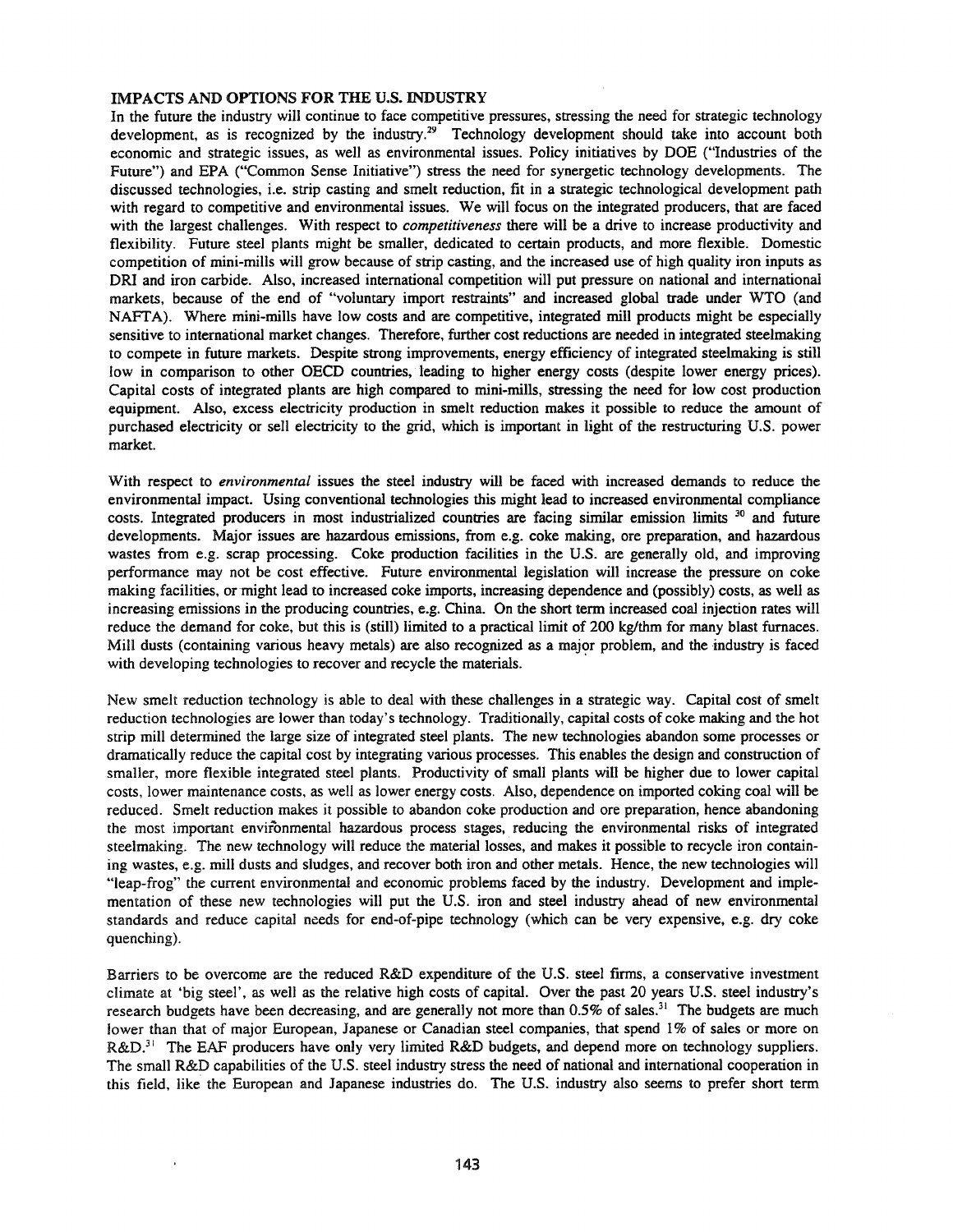## IMPACTS AND OPTIONS FOR THE U.S. INDUSTRY

In the future the industry will continue to face competitive pressures, stressing the need for strategic technology development, as is recognized by the industry.[29] Technology development should take into account both economic and strategic issues, as well as environmental issues. Policy initiatives by DOE ("Industries of the Future") and EPA ("Common Sense Initiative") stress the need for synergetic technology developments. The discussed technologies, i.e. strip casting and smelt reduction, fit in a strategic technological development path with regard to competitive and environmental issues. We will focus on the integrated producers, that are faced with the largest challenges. With respect to *competitiveness* there will be a drive to increase productivity and flexibility. Future steel plants might be smaller, dedicated to certain products, and more flexible. Domestic competition of mini-mills will grow because of strip casting, and the increased use of high quality iron inputs as DRI and iron carbide. Also, increased international competition will put pressure on national and international markets, because of the end of "voluntary import restraints" and increased global trade under WTO (and NAFTA). Where mini-mills have low costs and are competitive, integrated mill products might be especially sensitive to international market changes. Therefore, further cost reductions are needed in integrated steelmaking to compete in future markets. Despite strong improvements, energy efficiency of integrated steelmaking is still low in comparison to other OECD countries, leading to higher energy costs (despite lower energy prices). Capital costs of integrated plants are high compared to mini-mills, stressing the need for low cost production equipment. Also, excess electricity production in smelt reduction makes it possible to reduce the amount of purchased electricity or sell electricity to the grid, which is important in light of the restructuring U.S. power market.

With respect to *environmental* issues the steel industry will be faced with increased demands to reduce the environmental impact. Using conventional technologies this might lead to increased environmental compliance costs. Integrated producers in most industrialized countries are facing similar emission limits [30] and future developments. Major issues are hazardous emissions, from e.g. coke making, ore preparation, and hazardous wastes from e.g. scrap processing. Coke production facilities in the U.S. are generally old, and improving performance may not be cost effective. Future environmental legislation will increase the pressure on coke making facilities, or might lead to increased coke imports, increasing dependence and (possibly) costs, as well as increasing emissions in the producing countries, e.g. China. On the short term increased coal injection rates will reduce the demand for coke, but this is (still) limited to a practical limit of 200 kg/thm for many blast furnaces. Mill dusts (containing various heavy metals) are also recognized as a major problem, and the industry is faced with developing technologies to recover and recycle the materials.

New smelt reduction technology is able to deal with these challenges in a strategic way. Capital cost of smelt reduction technologies are lower than today's technology. Traditionally, capital costs of coke making and the hot strip mill determined the large size of integrated steel plants. The new technologies abandon some processes or dramatically reduce the capital cost by integrating various processes. This enables the design and construction of smaller, more flexible integrated steel plants. Productivity of small plants will be higher due to lower capital costs, lower maintenance costs, as well as lower energy costs. Also, dependence on imported coking coal will be reduced. Smelt reduction makes it possible to abandon coke production and ore preparation, hence abandoning the most important environmental hazardous process stages, reducing the environmental risks of integrated steelmaking. The new technology will reduce the material losses, and makes it possible to recycle iron containing wastes, e.g. mill dusts and sludges, and recover both iron and other metals. Hence, the new technologies will "leap-frog" the current environmental and economic problems faced by the industry. Development and implementation of these new technologies will put the U.S. iron and steel industry ahead of new environmental standards and reduce capital needs for end-of-pipe technology (which can be very expensive, e.g. dry coke quenching).

Barriers to be overcome are the reduced R&D expenditure of the U.S. steel firms, a conservative investment climate at 'big steel', as well as the relative high costs of capital. Over the past 20 years U.S. steel industry's research budgets have been decreasing, and are generally not more than 0.5% of sales.[31] The budgets are much lower than that of major European, Japanese or Canadian steel companies, that spend 1% of sales or more on R&D.[31] The EAF producers have only very limited R&D budgets, and depend more on technology suppliers. The small R&D capabilities of the U.S. steel industry stress the need of national and international cooperation in this field, like the European and Japanese industries do. The U.S. industry also seems to prefer short term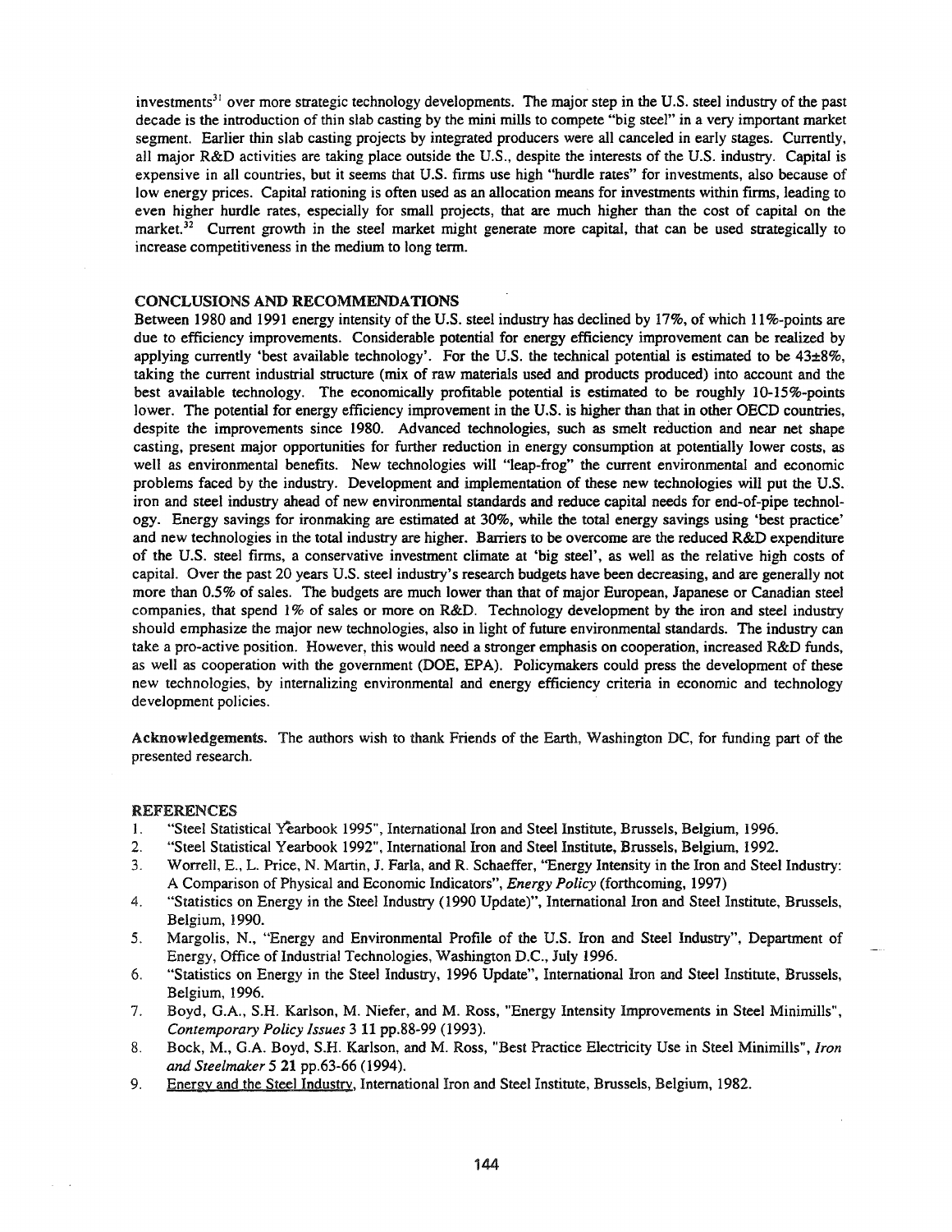investments[31] over more strategic technology developments. The major step in the U.S. steel industry of the past decade is the introduction of thin slab casting by the mini mills to compete "big steel" in a very important market segment. Earlier thin slab casting projects by integrated producers were all canceled in early stages. Currently, all major R&D activities are taking place outside the U.S., despite the interests of the U.S. industry. Capital is expensive in all countries, but it seems that U.S. firms use high "hurdle rates" for investments, also because of low energy prices. Capital rationing is often used as an allocation means for investments within firms, leading to even higher hurdle rates, especially for small projects, that are much higher than the cost of capital on the market.[32] Current growth in the steel market might generate more capital, that can be used strategically to increase competitiveness in the medium to long term.

## CONCLUSIONS AND RECOMMENDATIONS

Between 1980 and 1991 energy intensity of the U.S. steel industry has declined by 17%, of which 11%-points are due to efficiency improvements. Considerable potential for energy efficiency improvement can be realized by applying currently 'best available technology'. For the U.S. the technical potential is estimated to be 43±8%, taking the current industrial structure (mix of raw materials used and products produced) into account and the best available technology. The economically profitable potential is estimated to be roughly 10-15%-points lower. The potential for energy efficiency improvement in the U.S. is higher than that in other OECD countries, despite the improvements since 1980. Advanced technologies, such as smelt reduction and near net shape casting, present major opportunities for further reduction in energy consumption at potentially lower costs, as well as environmental benefits. New technologies will "leap-frog" the current environmental and economic problems faced by the industry. Development and implementation of these new technologies will put the U.S. iron and steel industry ahead of new environmental standards and reduce capital needs for end-of-pipe technology. Energy savings for ironmaking are estimated at 30%, while the total energy savings using 'best practice' and new technologies in the total industry are higher. Barriers to be overcome are the reduced R&D expenditure of the U.S. steel firms, a conservative investment climate at 'big steel', as well as the relative high costs of capital. Over the past 20 years U.S. steel industry's research budgets have been decreasing, and are generally not more than 0.5% of sales. The budgets are much lower than that of major European, Japanese or Canadian steel companies, that spend 1% of sales or more on R&D. Technology development by the iron and steel industry should emphasize the major new technologies, also in light of future environmental standards. The industry can take a pro-active position. However, this would need a stronger emphasis on cooperation, increased R&D funds, as well as cooperation with the government (DOE, EPA). Policymakers could press the development of these new technologies, by internalizing environmental and energy efficiency criteria in economic and technology development policies.

**Acknowledgements.** The authors wish to thank Friends of the Earth, Washington DC, for funding part of the presented research.

## REFERENCES

1. "Steel Statistical Yearbook 1995", International Iron and Steel Institute, Brussels, Belgium, 1996.
2. "Steel Statistical Yearbook 1992", International Iron and Steel Institute, Brussels, Belgium, 1992.
3. Worrell, E., L. Price, N. Martin, J. Farla, and R. Schaeffer, "Energy Intensity in the Iron and Steel Industry: A Comparison of Physical and Economic Indicators", *Energy Policy* (forthcoming, 1997)
4. "Statistics on Energy in the Steel Industry (1990 Update)", International Iron and Steel Institute, Brussels, Belgium, 1990.
5. Margolis, N., "Energy and Environmental Profile of the U.S. Iron and Steel Industry", Department of Energy, Office of Industrial Technologies, Washington D.C., July 1996.
6. "Statistics on Energy in the Steel Industry, 1996 Update", International Iron and Steel Institute, Brussels, Belgium, 1996.
7. Boyd, G.A., S.H. Karlson, M. Niefer, and M. Ross, "Energy Intensity Improvements in Steel Minimills", *Contemporary Policy Issues* 3 **11** pp.88-99 (1993).
8. Bock, M., G.A. Boyd, S.H. Karlson, and M. Ross, "Best Practice Electricity Use in Steel Minimills", *Iron and Steelmaker* 5 **21** pp.63-66 (1994).
9. Energy and the Steel Industry, International Iron and Steel Institute, Brussels, Belgium, 1982.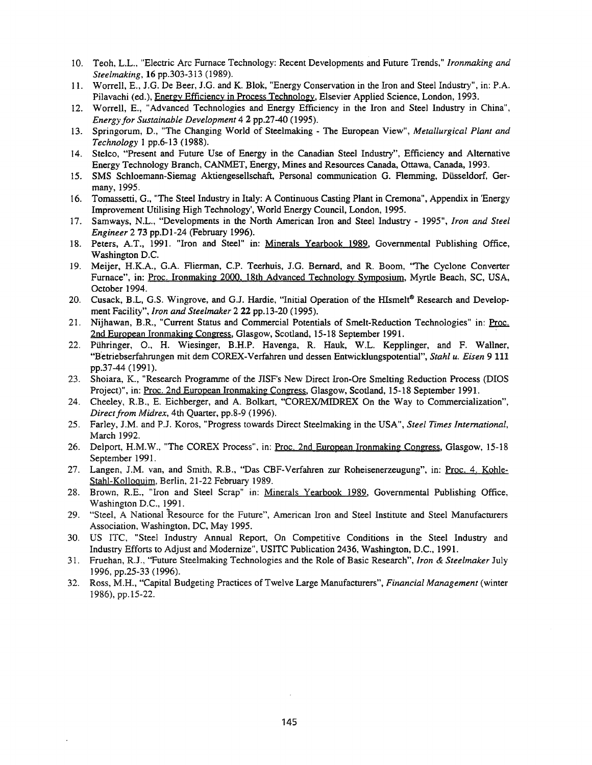10. Teoh, L.L., "Electric Arc Furnace Technology: Recent Developments and Future Trends," *Ironmaking and Steelmaking*, **16** pp.303-313 (1989).
11. Worrell, E., J.G. De Beer, J.G. and K. Blok, "Energy Conservation in the Iron and Steel Industry", in: P.A. Pilavachi (ed.), Energy Efficiency in Process Technology, Elsevier Applied Science, London, 1993.
12. Worrell, E., "Advanced Technologies and Energy Efficiency in the Iron and Steel Industry in China", *Energy for Sustainable Development* 4 **2** pp.27-40 (1995).
13. Springorum, D., "The Changing World of Steelmaking - The European View", *Metallurgical Plant and Technology* 1 pp.6-13 (1988).
14. Stelco, "Present and Future Use of Energy in the Canadian Steel Industry", Efficiency and Alternative Energy Technology Branch, CANMET, Energy, Mines and Resources Canada, Ottawa, Canada, 1993.
15. SMS Schloemann-Siemag Aktiengesellschaft, Personal communication G. Flemming, Düsseldorf, Germany, 1995.
16. Tomassetti, G., "The Steel Industry in Italy: A Continuous Casting Plant in Cremona", Appendix in 'Energy Improvement Utilising High Technology', World Energy Council, London, 1995.
17. Samways, N.L., "Developments in the North American Iron and Steel Industry - 1995", *Iron and Steel Engineer* 2 **73** pp.D1-24 (February 1996).
18. Peters, A.T., 1991. "Iron and Steel" in: Minerals Yearbook 1989, Governmental Publishing Office, Washington D.C.
19. Meijer, H.K.A., G.A. Flierman, C.P. Teerhuis, J.G. Bernard, and R. Boom, "The Cyclone Converter Furnace", in: Proc. Ironmaking 2000, 18th Advanced Technology Symposium, Myrtle Beach, SC, USA, October 1994.
20. Cusack, B.L, G.S. Wingrove, and G.J. Hardie, "Initial Operation of the HIsmelt® Research and Development Facility", *Iron and Steelmaker* 2 **22** pp.13-20 (1995).
21. Nijhawan, B.R., "Current Status and Commercial Potentials of Smelt-Reduction Technologies" in: Proc. 2nd European Ironmaking Congress, Glasgow, Scotland, 15-18 September 1991.
22. Pühringer, O., H. Wiesinger, B.H.P. Havenga, R. Hauk, W.L. Kepplinger, and F. Wallner, "Betriebserfahrungen mit dem COREX-Verfahren und dessen Entwicklungspotential", *Stahl u. Eisen* 9 **111** pp.37-44 (1991).
23. Shoiara, K., "Research Programme of the JISF's New Direct Iron-Ore Smelting Reduction Process (DIOS Project)", in: Proc. 2nd European Ironmaking Congress, Glasgow, Scotland, 15-18 September 1991.
24. Cheeley, R.B., E. Eichberger, and A. Bolkart, "COREX/MIDREX On the Way to Commercialization", *Direct from Midrex*, 4th Quarter, pp.8-9 (1996).
25. Farley, J.M. and P.J. Koros, "Progress towards Direct Steelmaking in the USA", *Steel Times International*, March 1992.
26. Delport, H.M.W., "The COREX Process", in: Proc. 2nd European Ironmaking Congress, Glasgow, 15-18 September 1991.
27. Langen, J.M. van, and Smith, R.B., "Das CBF-Verfahren zur Roheisenerzeugung", in: Proc. 4. Kohle-Stahl-Kolloquim, Berlin, 21-22 February 1989.
28. Brown, R.E., "Iron and Steel Scrap" in: Minerals Yearbook 1989, Governmental Publishing Office, Washington D.C., 1991.
29. "Steel, A National Resource for the Future", American Iron and Steel Institute and Steel Manufacturers Association, Washington, DC, May 1995.
30. US ITC, "Steel Industry Annual Report, On Competitive Conditions in the Steel Industry and Industry Efforts to Adjust and Modernize", USITC Publication 2436, Washington, D.C., 1991.
31. Fruehan, R.J., "Future Steelmaking Technologies and the Role of Basic Research", *Iron & Steelmaker* July 1996, pp.25-33 (1996).
32. Ross, M.H., "Capital Budgeting Practices of Twelve Large Manufacturers", *Financial Management* (winter 1986), pp.15-22.